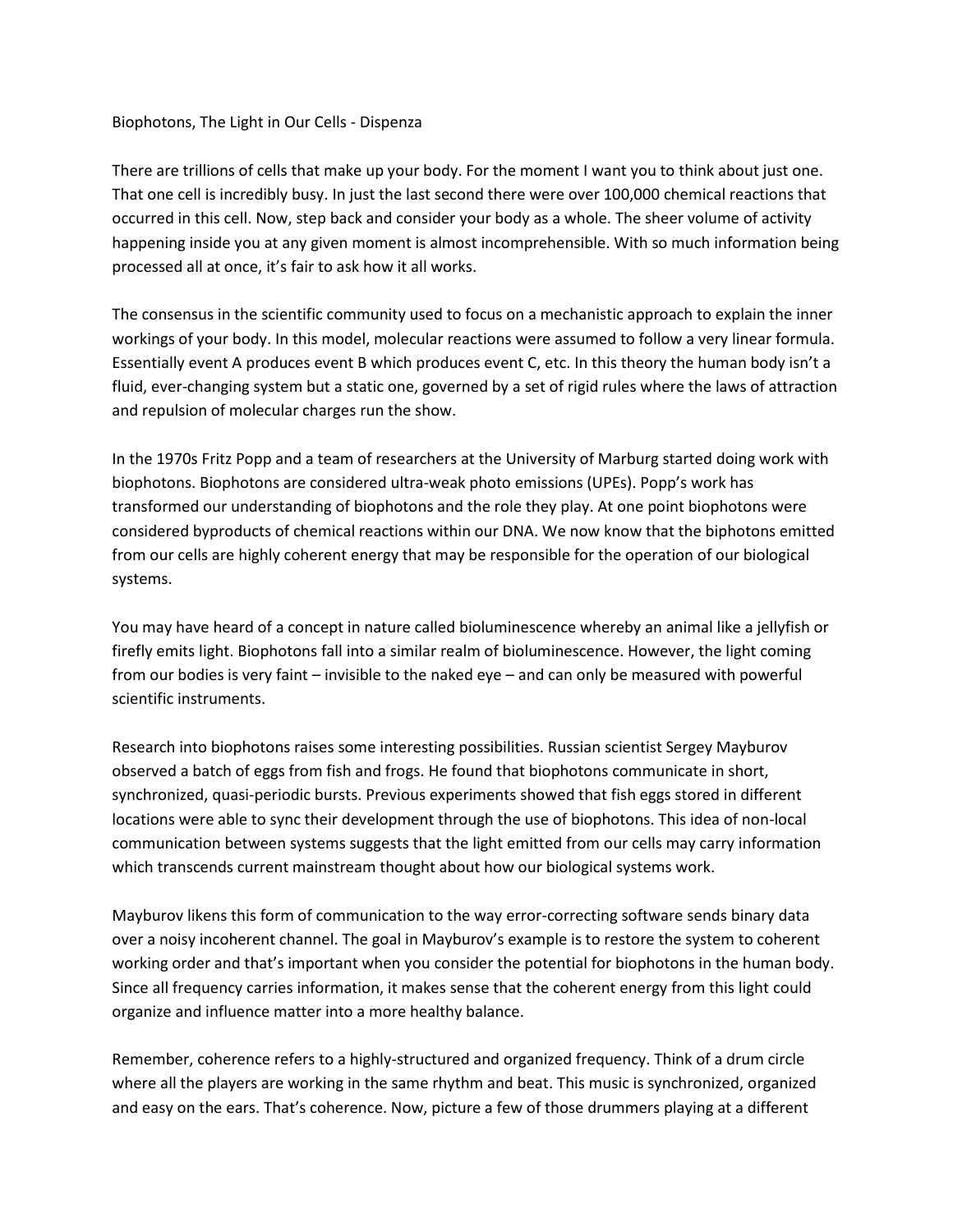# Biophotons, The Light in Our Cells - Dispenza

There are trillions of cells that make up your body. For the moment I want you to think about just one. That one cell is incredibly busy. In just the last second there were over 100,000 chemical reactions that occurred in this cell. Now, step back and consider your body as a whole. The sheer volume of activity happening inside you at any given moment is almost incomprehensible. With so much information being processed all at once, it's fair to ask how it all works.

The consensus in the scientific community used to focus on a mechanistic approach to explain the inner workings of your body. In this model, molecular reactions were assumed to follow a very linear formula. Essentially event A produces event B which produces event C, etc. In this theory the human body isn't a fluid, ever-changing system but a static one, governed by a set of rigid rules where the laws of attraction and repulsion of molecular charges run the show.

In the 1970s Fritz Popp and a team of researchers at the University of Marburg started doing work with biophotons. Biophotons are considered ultra-weak photo emissions (UPEs). Popp's work has transformed our understanding of biophotons and the role they play. At one point biophotons were considered byproducts of chemical reactions within our DNA. We now know that the biphotons emitted from our cells are highly coherent energy that may be responsible for the operation of our biological systems.

You may have heard of a concept in nature called bioluminescence whereby an animal like a jellyfish or firefly emits light. Biophotons fall into a similar realm of bioluminescence. However, the light coming from our bodies is very faint – invisible to the naked eye – and can only be measured with powerful scientific instruments.

Research into biophotons raises some interesting possibilities. Russian scientist Sergey Mayburov observed a batch of eggs from fish and frogs. He found that biophotons communicate in short, synchronized, quasi-periodic bursts. Previous experiments showed that fish eggs stored in different locations were able to sync their development through the use of biophotons. This idea of non-local communication between systems suggests that the light emitted from our cells may carry information which transcends current mainstream thought about how our biological systems work.

Mayburov likens this form of communication to the way error-correcting software sends binary data over a noisy incoherent channel. The goal in Mayburov's example is to restore the system to coherent working order and that's important when you consider the potential for biophotons in the human body. Since all frequency carries information, it makes sense that the coherent energy from this light could organize and influence matter into a more healthy balance.

Remember, coherence refers to a highly-structured and organized frequency. Think of a drum circle where all the players are working in the same rhythm and beat. This music is synchronized, organized and easy on the ears. That's coherence. Now, picture a few of those drummers playing at a different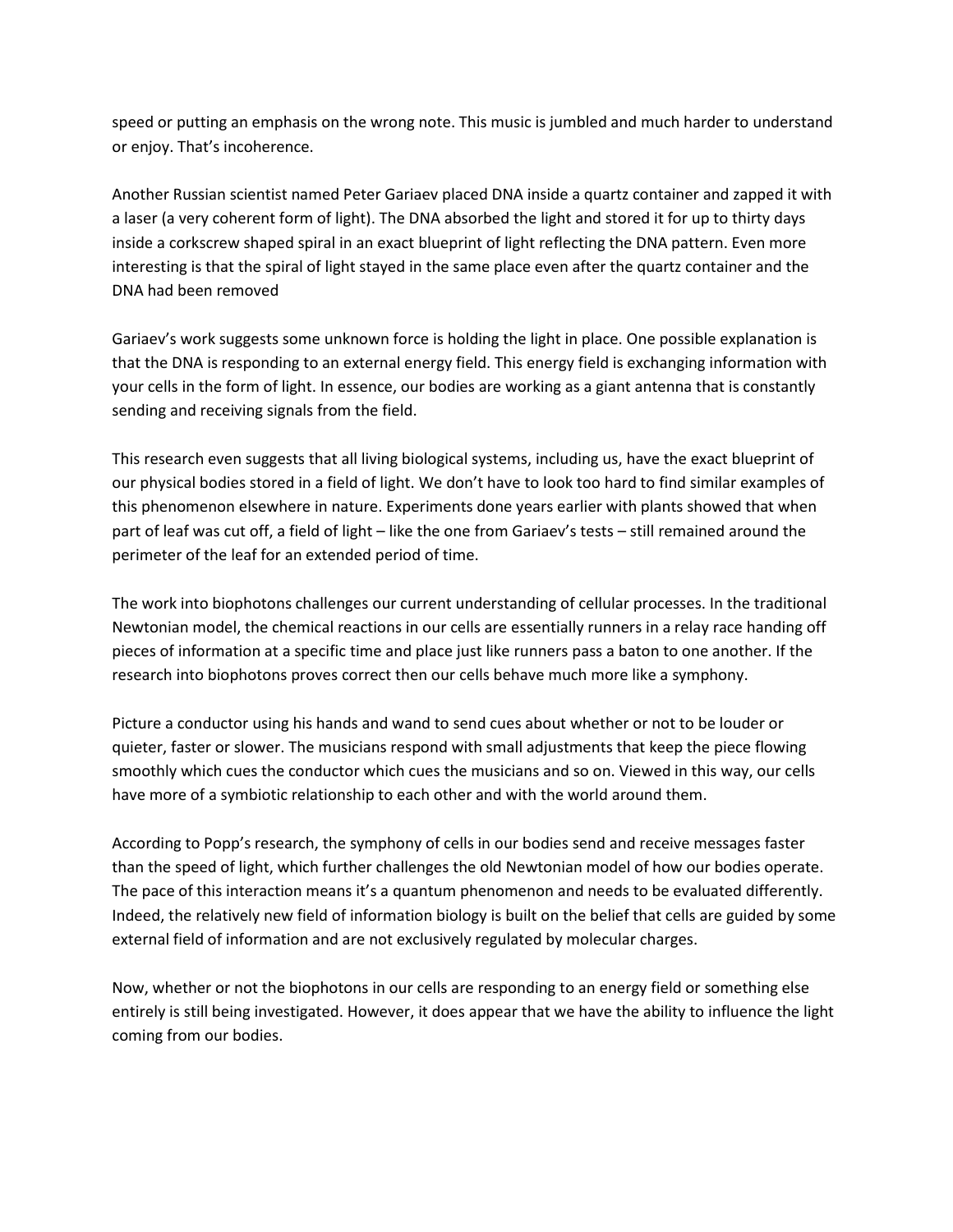speed or putting an emphasis on the wrong note. This music is jumbled and much harder to understand or enjoy. That's incoherence.

Another Russian scientist named Peter Gariaev placed DNA inside a quartz container and zapped it with a laser (a very coherent form of light). The DNA absorbed the light and stored it for up to thirty days inside a corkscrew shaped spiral in an exact blueprint of light reflecting the DNA pattern. Even more interesting is that the spiral of light stayed in the same place even after the quartz container and the DNA had been removed

Gariaev's work suggests some unknown force is holding the light in place. One possible explanation is that the DNA is responding to an external energy field. This energy field is exchanging information with your cells in the form of light. In essence, our bodies are working as a giant antenna that is constantly sending and receiving signals from the field.

This research even suggests that all living biological systems, including us, have the exact blueprint of our physical bodies stored in a field of light. We don't have to look too hard to find similar examples of this phenomenon elsewhere in nature. Experiments done years earlier with plants showed that when part of leaf was cut off, a field of light – like the one from Gariaev's tests – still remained around the perimeter of the leaf for an extended period of time.

The work into biophotons challenges our current understanding of cellular processes. In the traditional Newtonian model, the chemical reactions in our cells are essentially runners in a relay race handing off pieces of information at a specific time and place just like runners pass a baton to one another. If the research into biophotons proves correct then our cells behave much more like a symphony.

Picture a conductor using his hands and wand to send cues about whether or not to be louder or quieter, faster or slower. The musicians respond with small adjustments that keep the piece flowing smoothly which cues the conductor which cues the musicians and so on. Viewed in this way, our cells have more of a symbiotic relationship to each other and with the world around them.

According to Popp's research, the symphony of cells in our bodies send and receive messages faster than the speed of light, which further challenges the old Newtonian model of how our bodies operate. The pace of this interaction means it's a quantum phenomenon and needs to be evaluated differently. Indeed, the relatively new field of information biology is built on the belief that cells are guided by some external field of information and are not exclusively regulated by molecular charges.

Now, whether or not the biophotons in our cells are responding to an energy field or something else entirely is still being investigated. However, it does appear that we have the ability to influence the light coming from our bodies.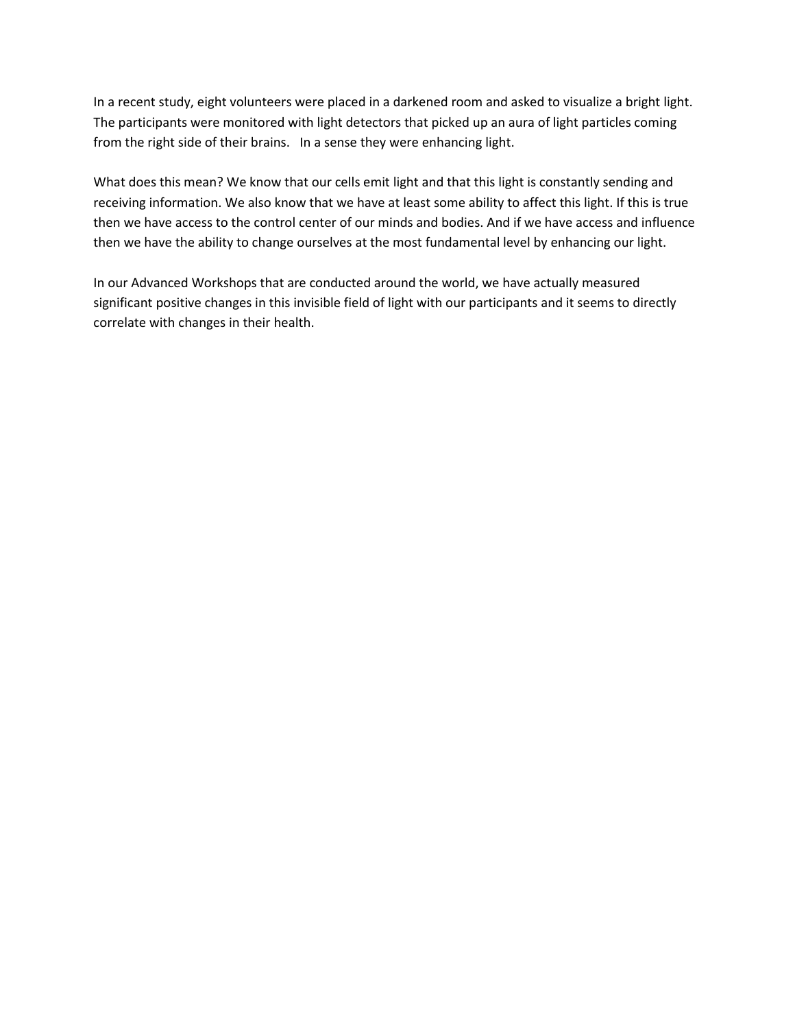In a recent study, eight volunteers were placed in a darkened room and asked to visualize a bright light. The participants were monitored with light detectors that picked up an aura of light particles coming from the right side of their brains. In a sense they were enhancing light.

What does this mean? We know that our cells emit light and that this light is constantly sending and receiving information. We also know that we have at least some ability to affect this light. If this is true then we have access to the control center of our minds and bodies. And if we have access and influence then we have the ability to change ourselves at the most fundamental level by enhancing our light.

In our Advanced Workshops that are conducted around the world, we have actually measured significant positive changes in this invisible field of light with our participants and it seems to directly correlate with changes in their health.